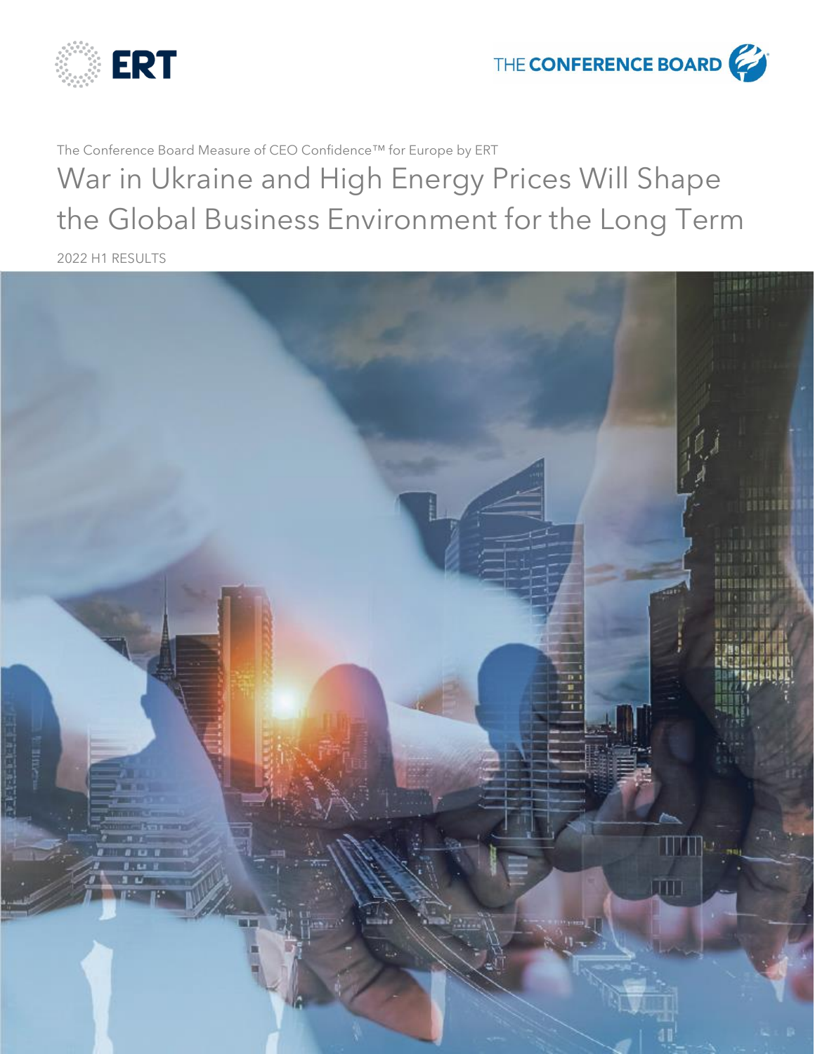ERT

THE CONFERENCE BOARD

The Conference Board Measure of CEO Confidence™ for Europe by ERT

# War in Ukraine and High Energy Prices Will Shape the Global Business Environment for the Long Term

2022 H1 RESULTS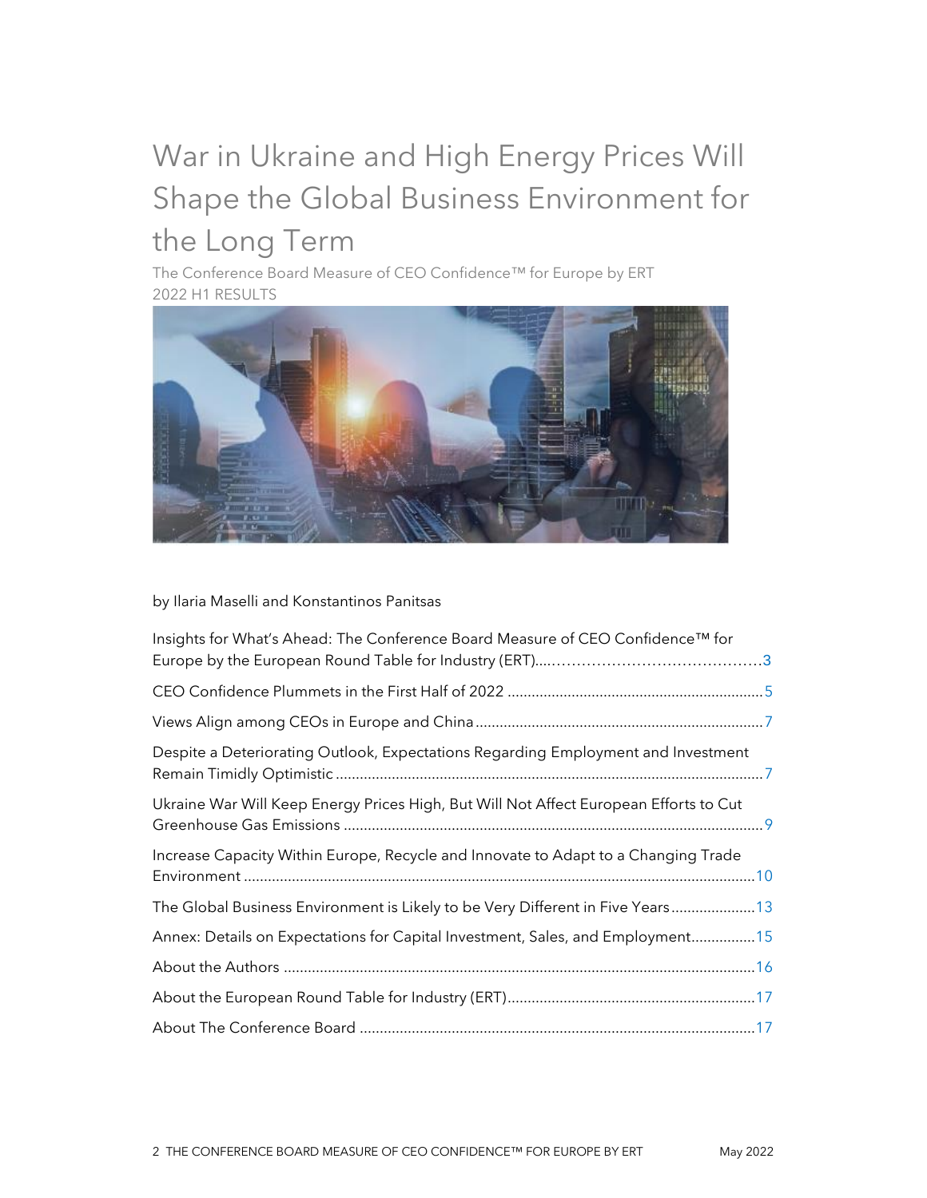# War in Ukraine and High Energy Prices Will Shape the Global Business Environment for the Long Term

The Conference Board Measure of CEO Confidence™ for Europe by ERT
2022 H1 RESULTS

by Ilaria Maselli and Konstantinos Panitsas

Insights for What's Ahead: The Conference Board Measure of CEO Confidence™ for Europe by the European Round Table for Industry (ERT)....3

CEO Confidence Plummets in the First Half of 2022 ....5

Views Align among CEOs in Europe and China ....7

Despite a Deteriorating Outlook, Expectations Regarding Employment and Investment Remain Timidly Optimistic ....7

Ukraine War Will Keep Energy Prices High, But Will Not Affect European Efforts to Cut Greenhouse Gas Emissions ....9

Increase Capacity Within Europe, Recycle and Innovate to Adapt to a Changing Trade Environment ....10

The Global Business Environment is Likely to be Very Different in Five Years ....13

Annex: Details on Expectations for Capital Investment, Sales, and Employment....15

About the Authors ....16

About the European Round Table for Industry (ERT)....17

About The Conference Board ....17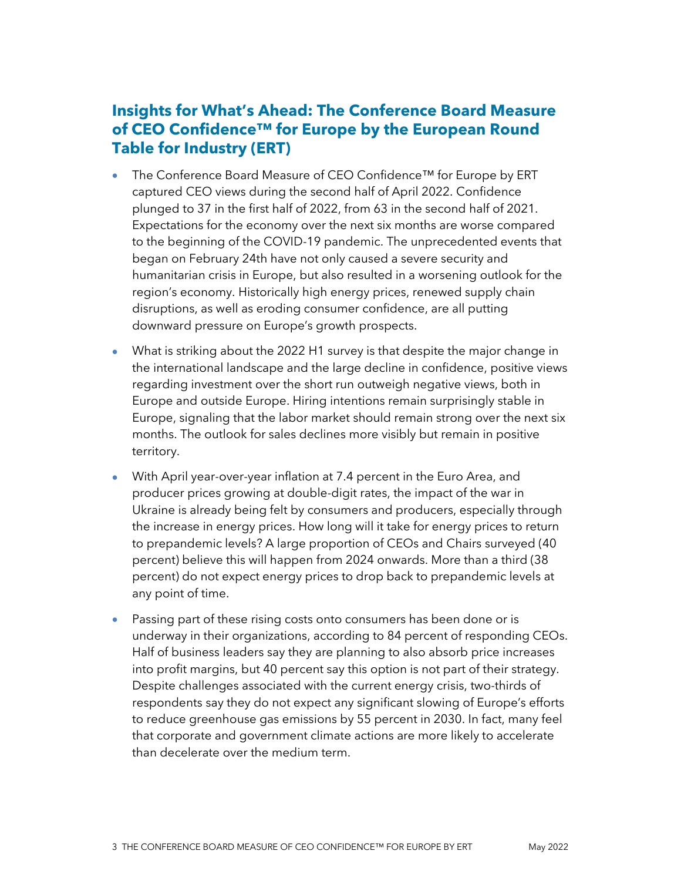## Insights for What's Ahead: The Conference Board Measure of CEO Confidence™ for Europe by the European Round Table for Industry (ERT)

- The Conference Board Measure of CEO Confidence™ for Europe by ERT captured CEO views during the second half of April 2022. Confidence plunged to 37 in the first half of 2022, from 63 in the second half of 2021. Expectations for the economy over the next six months are worse compared to the beginning of the COVID-19 pandemic. The unprecedented events that began on February 24th have not only caused a severe security and humanitarian crisis in Europe, but also resulted in a worsening outlook for the region's economy. Historically high energy prices, renewed supply chain disruptions, as well as eroding consumer confidence, are all putting downward pressure on Europe's growth prospects.
- What is striking about the 2022 H1 survey is that despite the major change in the international landscape and the large decline in confidence, positive views regarding investment over the short run outweigh negative views, both in Europe and outside Europe. Hiring intentions remain surprisingly stable in Europe, signaling that the labor market should remain strong over the next six months. The outlook for sales declines more visibly but remain in positive territory.
- With April year-over-year inflation at 7.4 percent in the Euro Area, and producer prices growing at double-digit rates, the impact of the war in Ukraine is already being felt by consumers and producers, especially through the increase in energy prices. How long will it take for energy prices to return to prepandemic levels? A large proportion of CEOs and Chairs surveyed (40 percent) believe this will happen from 2024 onwards. More than a third (38 percent) do not expect energy prices to drop back to prepandemic levels at any point of time.
- Passing part of these rising costs onto consumers has been done or is underway in their organizations, according to 84 percent of responding CEOs. Half of business leaders say they are planning to also absorb price increases into profit margins, but 40 percent say this option is not part of their strategy. Despite challenges associated with the current energy crisis, two-thirds of respondents say they do not expect any significant slowing of Europe's efforts to reduce greenhouse gas emissions by 55 percent in 2030. In fact, many feel that corporate and government climate actions are more likely to accelerate than decelerate over the medium term.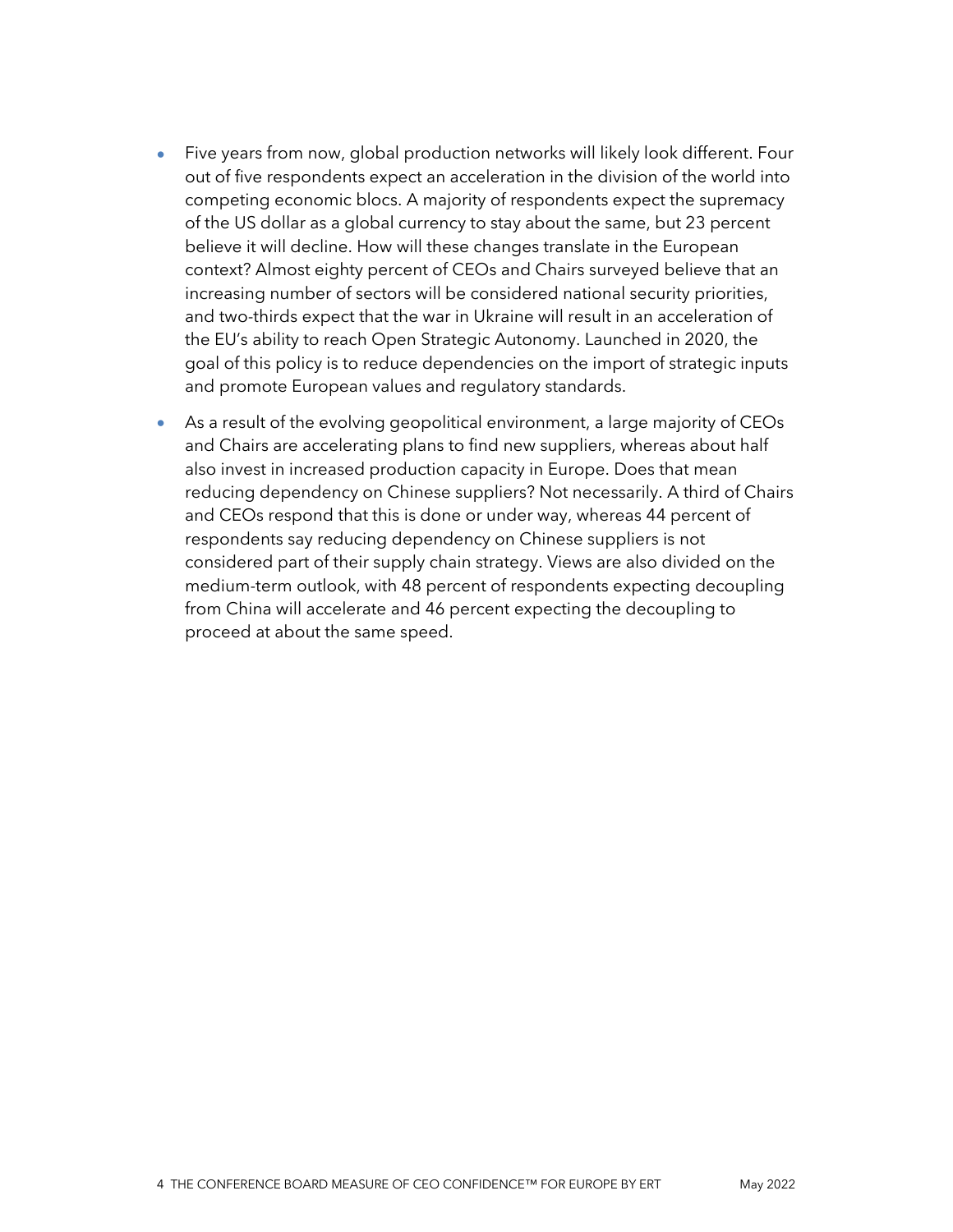- Five years from now, global production networks will likely look different. Four out of five respondents expect an acceleration in the division of the world into competing economic blocs. A majority of respondents expect the supremacy of the US dollar as a global currency to stay about the same, but 23 percent believe it will decline. How will these changes translate in the European context? Almost eighty percent of CEOs and Chairs surveyed believe that an increasing number of sectors will be considered national security priorities, and two-thirds expect that the war in Ukraine will result in an acceleration of the EU's ability to reach Open Strategic Autonomy. Launched in 2020, the goal of this policy is to reduce dependencies on the import of strategic inputs and promote European values and regulatory standards.
- As a result of the evolving geopolitical environment, a large majority of CEOs and Chairs are accelerating plans to find new suppliers, whereas about half also invest in increased production capacity in Europe. Does that mean reducing dependency on Chinese suppliers? Not necessarily. A third of Chairs and CEOs respond that this is done or under way, whereas 44 percent of respondents say reducing dependency on Chinese suppliers is not considered part of their supply chain strategy. Views are also divided on the medium-term outlook, with 48 percent of respondents expecting decoupling from China will accelerate and 46 percent expecting the decoupling to proceed at about the same speed.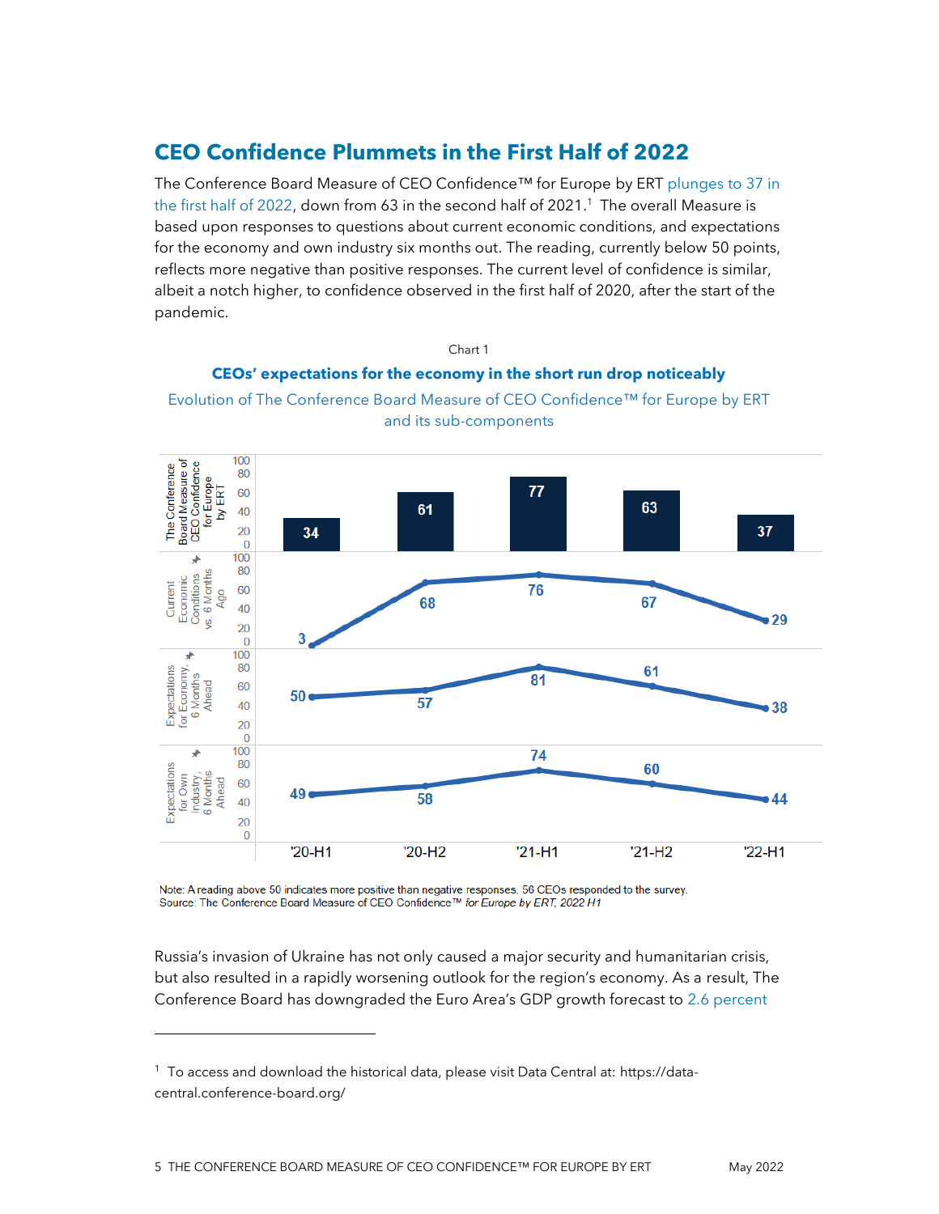## CEO Confidence Plummets in the First Half of 2022

The Conference Board Measure of CEO Confidence™ for Europe by ERT plunges to 37 in the first half of 2022, down from 63 in the second half of 2021.[1] The overall Measure is based upon responses to questions about current economic conditions, and expectations for the economy and own industry six months out. The reading, currently below 50 points, reflects more negative than positive responses. The current level of confidence is similar, albeit a notch higher, to confidence observed in the first half of 2020, after the start of the pandemic.

Chart 1

**CEOs' expectations for the economy in the short run drop noticeably**

Evolution of The Conference Board Measure of CEO Confidence™ for Europe by ERT and its sub-components

| | '20-H1 | '20-H2 | '21-H1 | '21-H2 | '22-H1 |
|---|---|---|---|---|---|
| The Conference Board Measure of CEO Confidence for Europe by ERT | 34 | 61 | 77 | 63 | 37 |
| Current Economic Conditions vs. 6 Months Ago | 3 | 68 | 76 | 67 | 29 |
| Expectations for Economy, 6 Months Ahead | 50 | 57 | 81 | 61 | 38 |
| Expectations for Own Industry, 6 Months Ahead | 49 | 58 | 74 | 60 | 44 |

Note: A reading above 50 indicates more positive than negative responses. 56 CEOs responded to the survey.
Source: The Conference Board Measure of CEO Confidence™ *for Europe by ERT, 2022 H1*

Russia's invasion of Ukraine has not only caused a major security and humanitarian crisis, but also resulted in a rapidly worsening outlook for the region's economy. As a result, The Conference Board has downgraded the Euro Area's GDP growth forecast to 2.6 percent

[1] To access and download the historical data, please visit Data Central at: https://data-central.conference-board.org/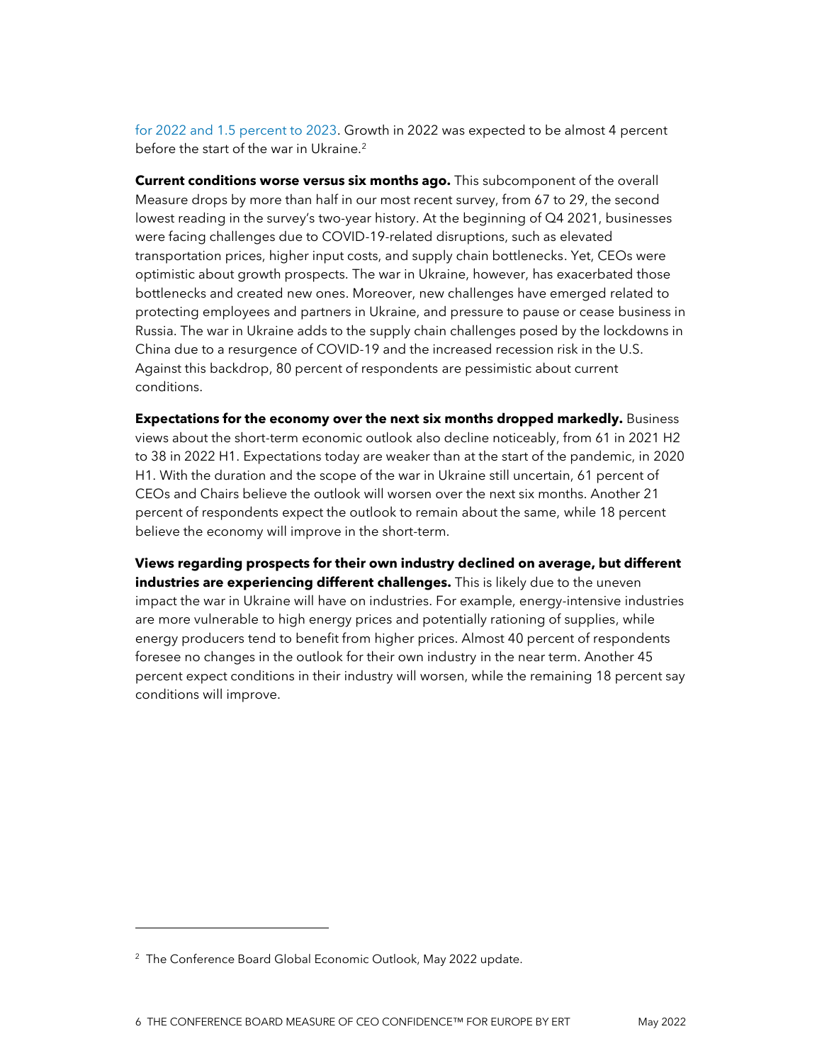for 2022 and 1.5 percent to 2023. Growth in 2022 was expected to be almost 4 percent before the start of the war in Ukraine.[2]

**Current conditions worse versus six months ago.** This subcomponent of the overall Measure drops by more than half in our most recent survey, from 67 to 29, the second lowest reading in the survey's two-year history. At the beginning of Q4 2021, businesses were facing challenges due to COVID-19-related disruptions, such as elevated transportation prices, higher input costs, and supply chain bottlenecks. Yet, CEOs were optimistic about growth prospects. The war in Ukraine, however, has exacerbated those bottlenecks and created new ones. Moreover, new challenges have emerged related to protecting employees and partners in Ukraine, and pressure to pause or cease business in Russia. The war in Ukraine adds to the supply chain challenges posed by the lockdowns in China due to a resurgence of COVID-19 and the increased recession risk in the U.S. Against this backdrop, 80 percent of respondents are pessimistic about current conditions.

**Expectations for the economy over the next six months dropped markedly.** Business views about the short-term economic outlook also decline noticeably, from 61 in 2021 H2 to 38 in 2022 H1. Expectations today are weaker than at the start of the pandemic, in 2020 H1. With the duration and the scope of the war in Ukraine still uncertain, 61 percent of CEOs and Chairs believe the outlook will worsen over the next six months. Another 21 percent of respondents expect the outlook to remain about the same, while 18 percent believe the economy will improve in the short-term.

**Views regarding prospects for their own industry declined on average, but different industries are experiencing different challenges.** This is likely due to the uneven impact the war in Ukraine will have on industries. For example, energy-intensive industries are more vulnerable to high energy prices and potentially rationing of supplies, while energy producers tend to benefit from higher prices. Almost 40 percent of respondents foresee no changes in the outlook for their own industry in the near term. Another 45 percent expect conditions in their industry will worsen, while the remaining 18 percent say conditions will improve.

[2] The Conference Board Global Economic Outlook, May 2022 update.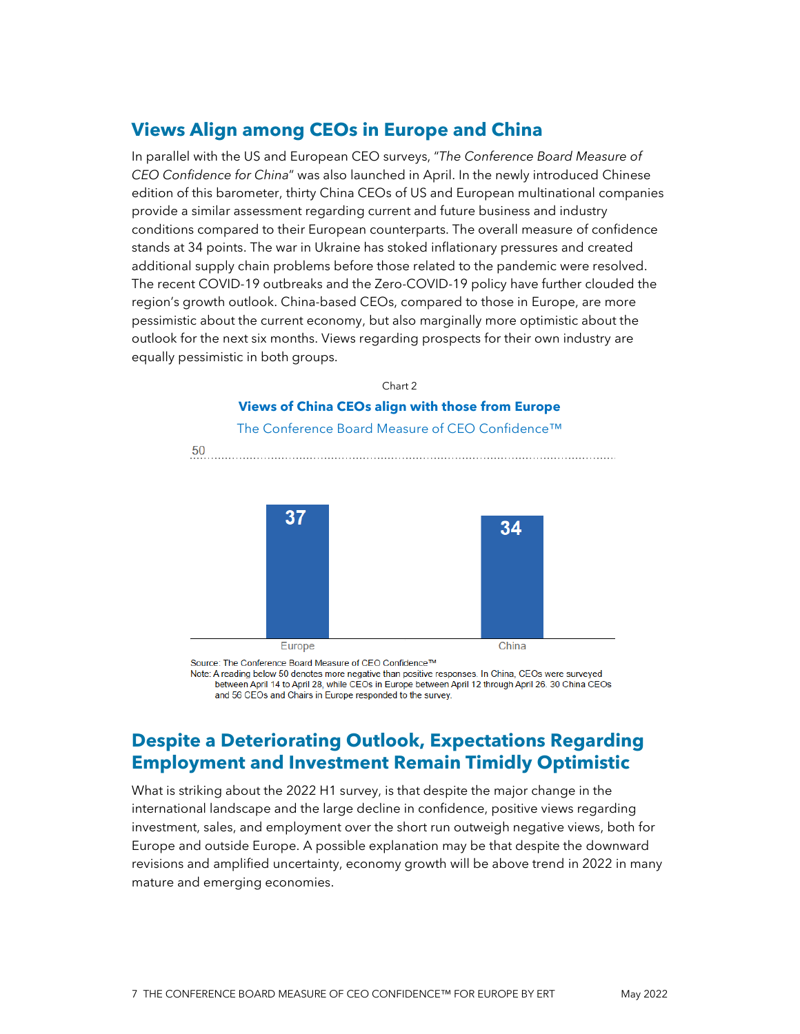## Views Align among CEOs in Europe and China

In parallel with the US and European CEO surveys, "*The Conference Board Measure of CEO Confidence for China*" was also launched in April. In the newly introduced Chinese edition of this barometer, thirty China CEOs of US and European multinational companies provide a similar assessment regarding current and future business and industry conditions compared to their European counterparts. The overall measure of confidence stands at 34 points. The war in Ukraine has stoked inflationary pressures and created additional supply chain problems before those related to the pandemic were resolved. The recent COVID-19 outbreaks and the Zero-COVID-19 policy have further clouded the region's growth outlook. China-based CEOs, compared to those in Europe, are more pessimistic about the current economy, but also marginally more optimistic about the outlook for the next six months. Views regarding prospects for their own industry are equally pessimistic in both groups.

Chart 2

**Views of China CEOs align with those from Europe**

The Conference Board Measure of CEO Confidence™

| | Europe | China |
|---|---|---|
| CEO Confidence | 37 | 34 |

Source: The Conference Board Measure of CEO Confidence™

Note: A reading below 50 denotes more negative than positive responses. In China, CEOs were surveyed between April 14 to April 28, while CEOs in Europe between April 12 through April 26. 30 China CEOs and 56 CEOs and Chairs in Europe responded to the survey.

## Despite a Deteriorating Outlook, Expectations Regarding Employment and Investment Remain Timidly Optimistic

What is striking about the 2022 H1 survey, is that despite the major change in the international landscape and the large decline in confidence, positive views regarding investment, sales, and employment over the short run outweigh negative views, both for Europe and outside Europe. A possible explanation may be that despite the downward revisions and amplified uncertainty, economy growth will be above trend in 2022 in many mature and emerging economies.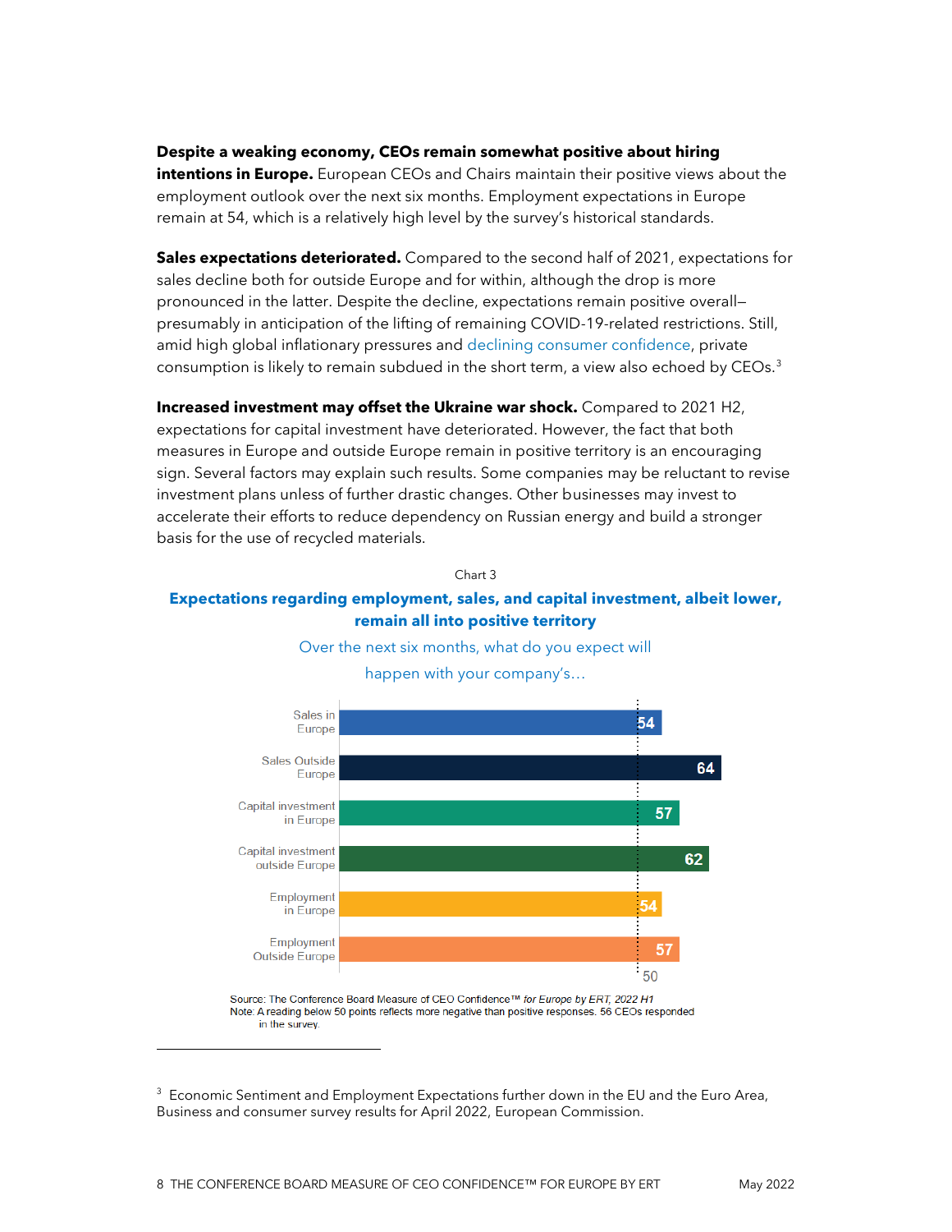**Despite a weaking economy, CEOs remain somewhat positive about hiring intentions in Europe.** European CEOs and Chairs maintain their positive views about the employment outlook over the next six months. Employment expectations in Europe remain at 54, which is a relatively high level by the survey's historical standards.

**Sales expectations deteriorated.** Compared to the second half of 2021, expectations for sales decline both for outside Europe and for within, although the drop is more pronounced in the latter. Despite the decline, expectations remain positive overall—presumably in anticipation of the lifting of remaining COVID-19-related restrictions. Still, amid high global inflationary pressures and declining consumer confidence, private consumption is likely to remain subdued in the short term, a view also echoed by CEOs.[3]

**Increased investment may offset the Ukraine war shock.** Compared to 2021 H2, expectations for capital investment have deteriorated. However, the fact that both measures in Europe and outside Europe remain in positive territory is an encouraging sign. Several factors may explain such results. Some companies may be reluctant to revise investment plans unless of further drastic changes. Other businesses may invest to accelerate their efforts to reduce dependency on Russian energy and build a stronger basis for the use of recycled materials.

Chart 3

**Expectations regarding employment, sales, and capital investment, albeit lower, remain all into positive territory**

Over the next six months, what do you expect will happen with your company's…

| Category | Value |
|---|---|
| Sales in Europe | 54 |
| Sales Outside Europe | 64 |
| Capital investment in Europe | 57 |
| Capital investment outside Europe | 62 |
| Employment in Europe | 54 |
| Employment Outside Europe | 57 |

Source: The Conference Board Measure of CEO Confidence™ *for Europe by ERT, 2022 H1*
Note: A reading below 50 points reflects more negative than positive responses. 56 CEOs responded in the survey.

[3] Economic Sentiment and Employment Expectations further down in the EU and the Euro Area, Business and consumer survey results for April 2022, European Commission.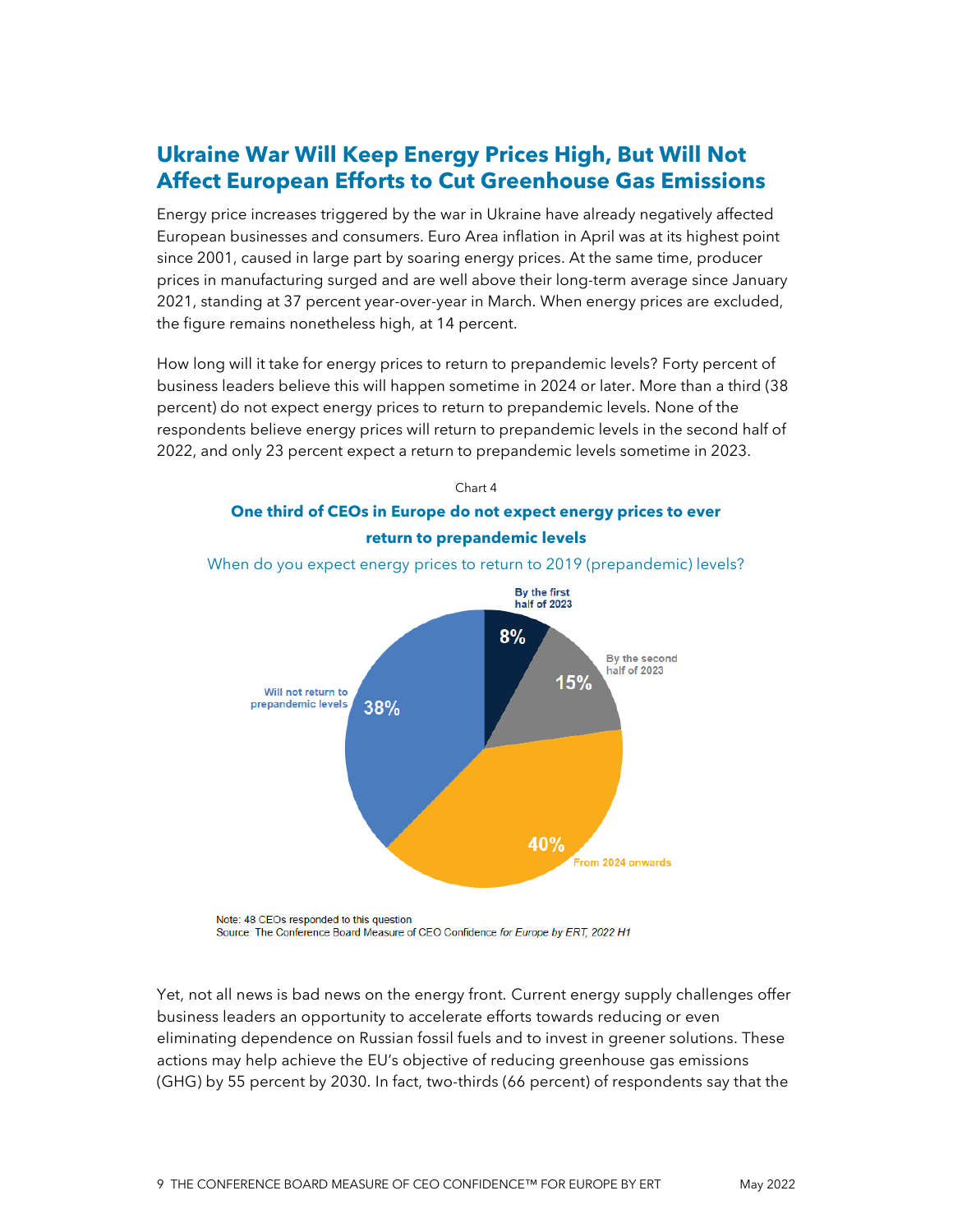## Ukraine War Will Keep Energy Prices High, But Will Not Affect European Efforts to Cut Greenhouse Gas Emissions

Energy price increases triggered by the war in Ukraine have already negatively affected European businesses and consumers. Euro Area inflation in April was at its highest point since 2001, caused in large part by soaring energy prices. At the same time, producer prices in manufacturing surged and are well above their long-term average since January 2021, standing at 37 percent year-over-year in March. When energy prices are excluded, the figure remains nonetheless high, at 14 percent.

How long will it take for energy prices to return to prepandemic levels? Forty percent of business leaders believe this will happen sometime in 2024 or later. More than a third (38 percent) do not expect energy prices to return to prepandemic levels. None of the respondents believe energy prices will return to prepandemic levels in the second half of 2022, and only 23 percent expect a return to prepandemic levels sometime in 2023.

Chart 4

**One third of CEOs in Europe do not expect energy prices to ever return to prepandemic levels**

When do you expect energy prices to return to 2019 (prepandemic) levels?

| Response | Share |
| --- | --- |
| By the first half of 2023 | 8% |
| By the second half of 2023 | 15% |
| From 2024 onwards | 40% |
| Will not return to prepandemic levels | 38% |

Note: 48 CEOs responded to this question
Source: The Conference Board Measure of CEO Confidence *for Europe by ERT, 2022 H1*

Yet, not all news is bad news on the energy front. Current energy supply challenges offer business leaders an opportunity to accelerate efforts towards reducing or even eliminating dependence on Russian fossil fuels and to invest in greener solutions. These actions may help achieve the EU's objective of reducing greenhouse gas emissions (GHG) by 55 percent by 2030. In fact, two-thirds (66 percent) of respondents say that the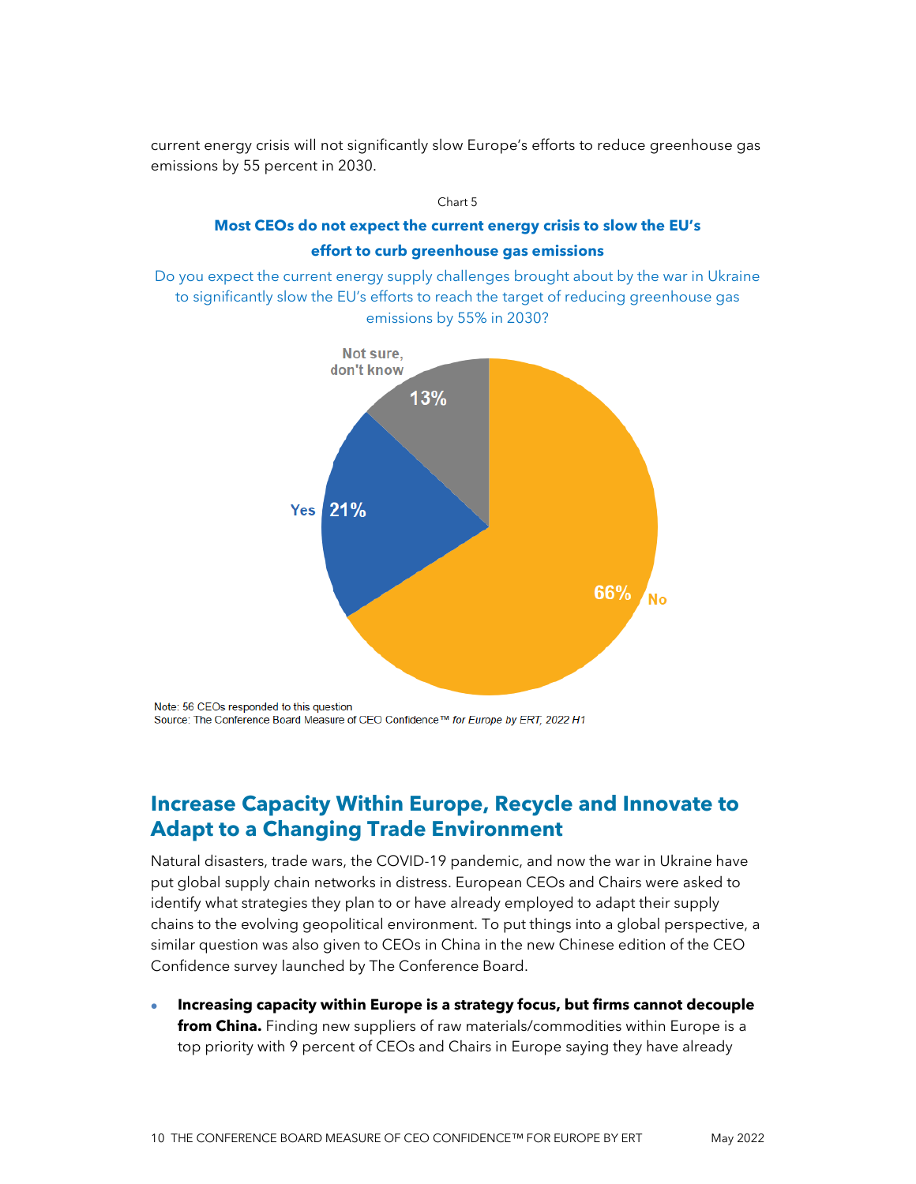current energy crisis will not significantly slow Europe's efforts to reduce greenhouse gas emissions by 55 percent in 2030.

Chart 5

**Most CEOs do not expect the current energy crisis to slow the EU's effort to curb greenhouse gas emissions**

Do you expect the current energy supply challenges brought about by the war in Ukraine to significantly slow the EU's efforts to reach the target of reducing greenhouse gas emissions by 55% in 2030?

| Response | Share |
|---|---|
| No | 66% |
| Yes | 21% |
| Not sure, don't know | 13% |

Note: 56 CEOs responded to this question
Source: The Conference Board Measure of CEO Confidence™ *for Europe by ERT, 2022 H1*

## Increase Capacity Within Europe, Recycle and Innovate to Adapt to a Changing Trade Environment

Natural disasters, trade wars, the COVID-19 pandemic, and now the war in Ukraine have put global supply chain networks in distress. European CEOs and Chairs were asked to identify what strategies they plan to or have already employed to adapt their supply chains to the evolving geopolitical environment. To put things into a global perspective, a similar question was also given to CEOs in China in the new Chinese edition of the CEO Confidence survey launched by The Conference Board.

- **Increasing capacity within Europe is a strategy focus, but firms cannot decouple from China.** Finding new suppliers of raw materials/commodities within Europe is a top priority with 9 percent of CEOs and Chairs in Europe saying they have already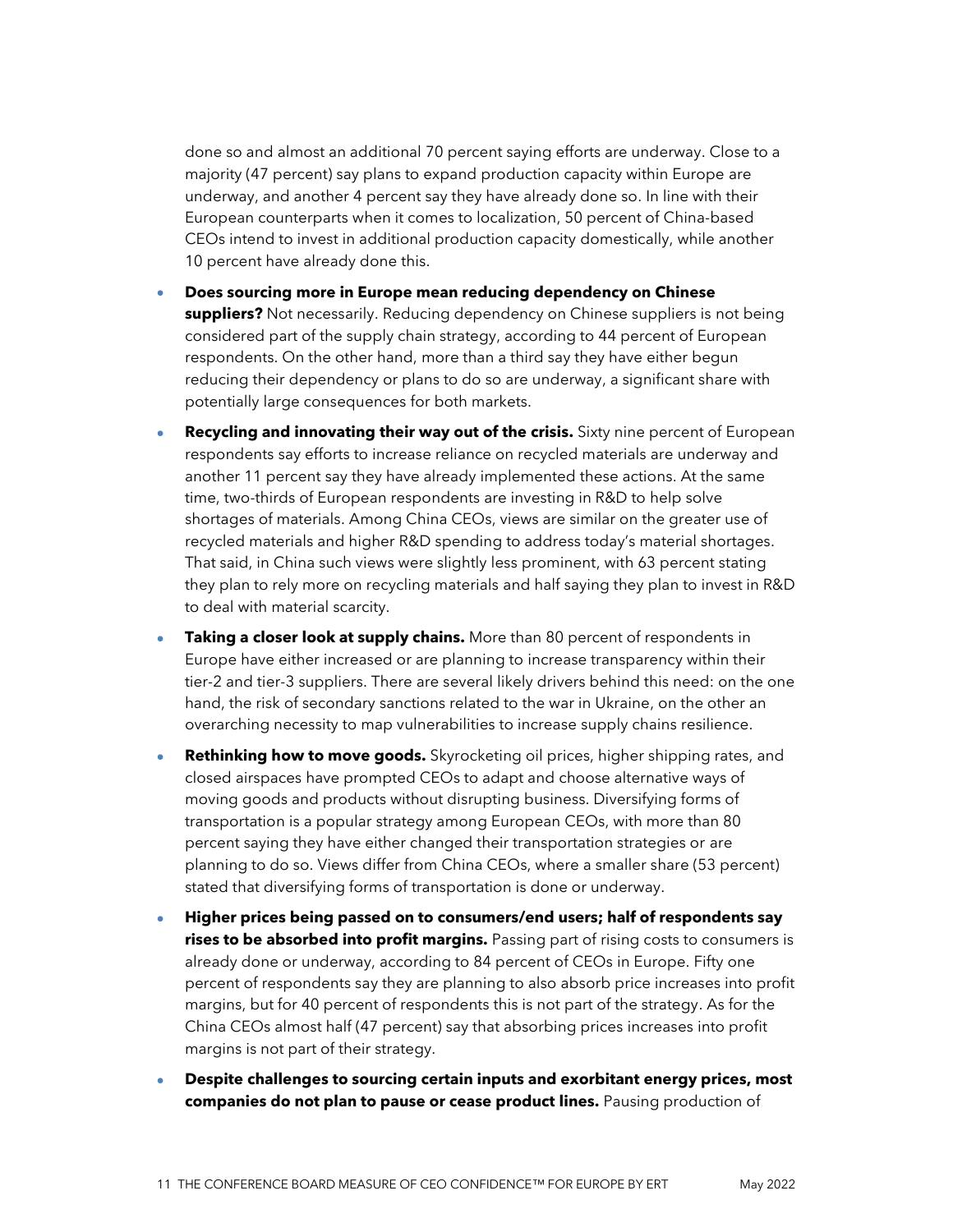done so and almost an additional 70 percent saying efforts are underway. Close to a majority (47 percent) say plans to expand production capacity within Europe are underway, and another 4 percent say they have already done so. In line with their European counterparts when it comes to localization, 50 percent of China-based CEOs intend to invest in additional production capacity domestically, while another 10 percent have already done this.

- **Does sourcing more in Europe mean reducing dependency on Chinese suppliers?** Not necessarily. Reducing dependency on Chinese suppliers is not being considered part of the supply chain strategy, according to 44 percent of European respondents. On the other hand, more than a third say they have either begun reducing their dependency or plans to do so are underway, a significant share with potentially large consequences for both markets.
- **Recycling and innovating their way out of the crisis.** Sixty nine percent of European respondents say efforts to increase reliance on recycled materials are underway and another 11 percent say they have already implemented these actions. At the same time, two-thirds of European respondents are investing in R&D to help solve shortages of materials. Among China CEOs, views are similar on the greater use of recycled materials and higher R&D spending to address today's material shortages. That said, in China such views were slightly less prominent, with 63 percent stating they plan to rely more on recycling materials and half saying they plan to invest in R&D to deal with material scarcity.
- **Taking a closer look at supply chains.** More than 80 percent of respondents in Europe have either increased or are planning to increase transparency within their tier-2 and tier-3 suppliers. There are several likely drivers behind this need: on the one hand, the risk of secondary sanctions related to the war in Ukraine, on the other an overarching necessity to map vulnerabilities to increase supply chains resilience.
- **Rethinking how to move goods.** Skyrocketing oil prices, higher shipping rates, and closed airspaces have prompted CEOs to adapt and choose alternative ways of moving goods and products without disrupting business. Diversifying forms of transportation is a popular strategy among European CEOs, with more than 80 percent saying they have either changed their transportation strategies or are planning to do so. Views differ from China CEOs, where a smaller share (53 percent) stated that diversifying forms of transportation is done or underway.
- **Higher prices being passed on to consumers/end users; half of respondents say rises to be absorbed into profit margins.** Passing part of rising costs to consumers is already done or underway, according to 84 percent of CEOs in Europe. Fifty one percent of respondents say they are planning to also absorb price increases into profit margins, but for 40 percent of respondents this is not part of the strategy. As for the China CEOs almost half (47 percent) say that absorbing prices increases into profit margins is not part of their strategy.
- **Despite challenges to sourcing certain inputs and exorbitant energy prices, most companies do not plan to pause or cease product lines.** Pausing production of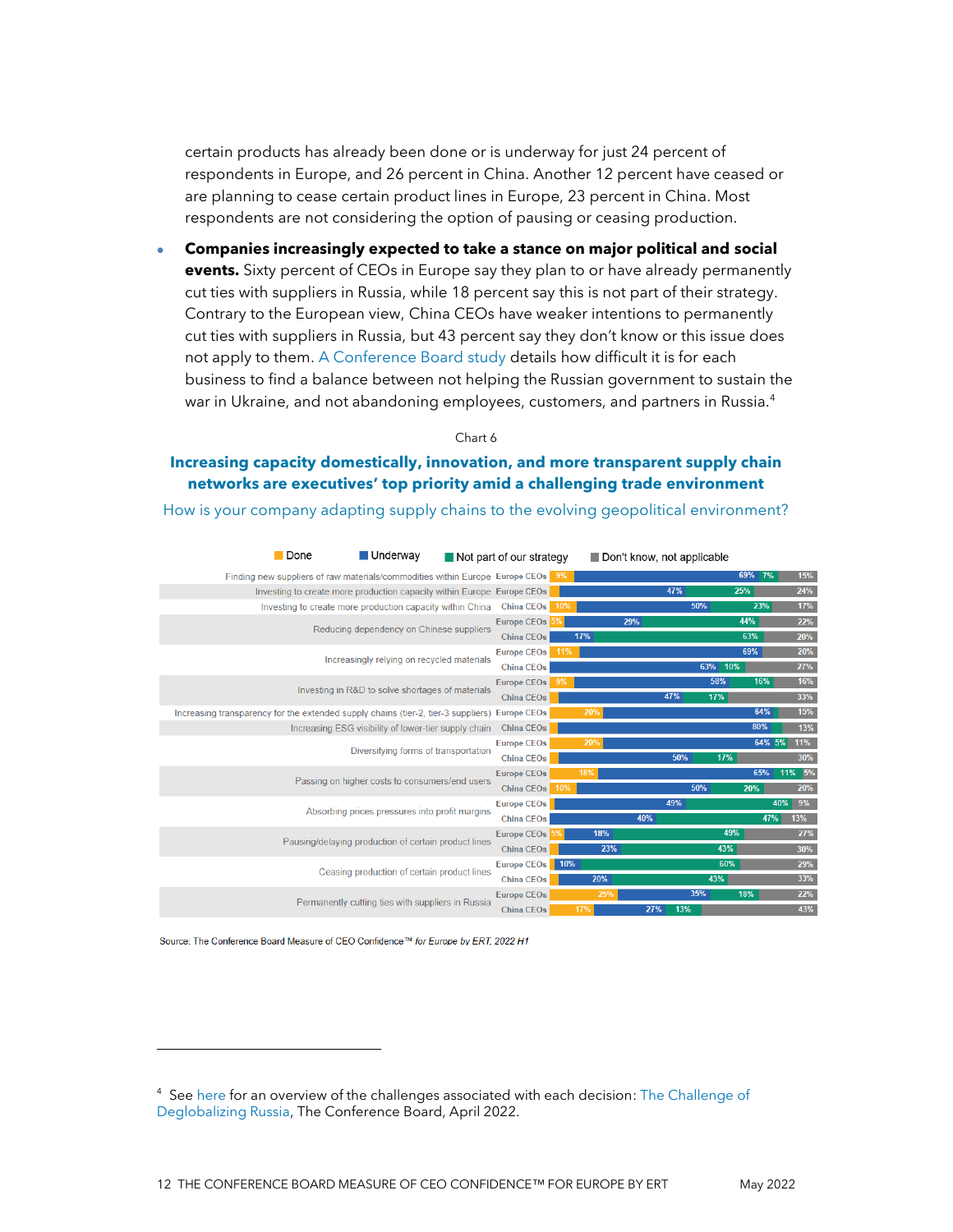certain products has already been done or is underway for just 24 percent of respondents in Europe, and 26 percent in China. Another 12 percent have ceased or are planning to cease certain product lines in Europe, 23 percent in China. Most respondents are not considering the option of pausing or ceasing production.

- **Companies increasingly expected to take a stance on major political and social events.** Sixty percent of CEOs in Europe say they plan to or have already permanently cut ties with suppliers in Russia, while 18 percent say this is not part of their strategy. Contrary to the European view, China CEOs have weaker intentions to permanently cut ties with suppliers in Russia, but 43 percent say they don't know or this issue does not apply to them. A Conference Board study details how difficult it is for each business to find a balance between not helping the Russian government to sustain the war in Ukraine, and not abandoning employees, customers, and partners in Russia.[4]

Chart 6

**Increasing capacity domestically, innovation, and more transparent supply chain networks are executives' top priority amid a challenging trade environment**

How is your company adapting supply chains to the evolving geopolitical environment?

| | | Done | Underway | Not part of our strategy | Don't know, not applicable |
|---|---|---|---|---|---|
| Finding new suppliers of raw materials/commodities within Europe | Europe CEOs | 9% | 69% | 7% | 15% |
| Investing to create more production capacity within Europe | Europe CEOs | | 47% | 25% | 24% |
| Investing to create more production capacity within China | China CEOs | 10% | 50% | 23% | 17% |
| Reducing dependency on Chinese suppliers | Europe CEOs | 5% | 29% | 44% | 22% |
| | China CEOs | | 17% | 63% | 20% |
| Increasingly relying on recycled materials | Europe CEOs | 11% | 69% | | 20% |
| | China CEOs | | 63% | 10% | 27% |
| Investing in R&D to solve shortages of materials | Europe CEOs | 9% | 58% | 16% | 16% |
| | China CEOs | | 47% | 17% | 33% |
| Increasing transparency for the extended supply chains (tier-2, tier-3 suppliers) | Europe CEOs | 20% | 64% | | 15% |
| Increasing ESG visibility of lower-tier supply chain | China CEOs | | 80% | | 13% |
| Diversifying forms of transportation | Europe CEOs | 20% | 64% | 5% | 11% |
| | China CEOs | | 50% | 17% | 30% |
| Passing on higher costs to consumers/end users | Europe CEOs | 18% | 65% | 11% | 5% |
| | China CEOs | 10% | 50% | 20% | 20% |
| Absorbing prices pressures into profit margins | Europe CEOs | | 49% | 40% | 9% |
| | China CEOs | | 40% | 47% | 13% |
| Pausing/delaying production of certain product lines | Europe CEOs | 5% | 18% | 49% | 27% |
| | China CEOs | | 23% | 43% | 30% |
| Ceasing production of certain product lines | Europe CEOs | | 10% | 60% | 29% |
| | China CEOs | | 20% | 43% | 33% |
| Permanently cutting ties with suppliers in Russia | Europe CEOs | 25% | 35% | 18% | 22% |
| | China CEOs | 17% | 27% | 13% | 43% |

Source: The Conference Board Measure of CEO Confidence™ *for Europe by ERT, 2022 H1*

[4] See here for an overview of the challenges associated with each decision: The Challenge of Deglobalizing Russia, The Conference Board, April 2022.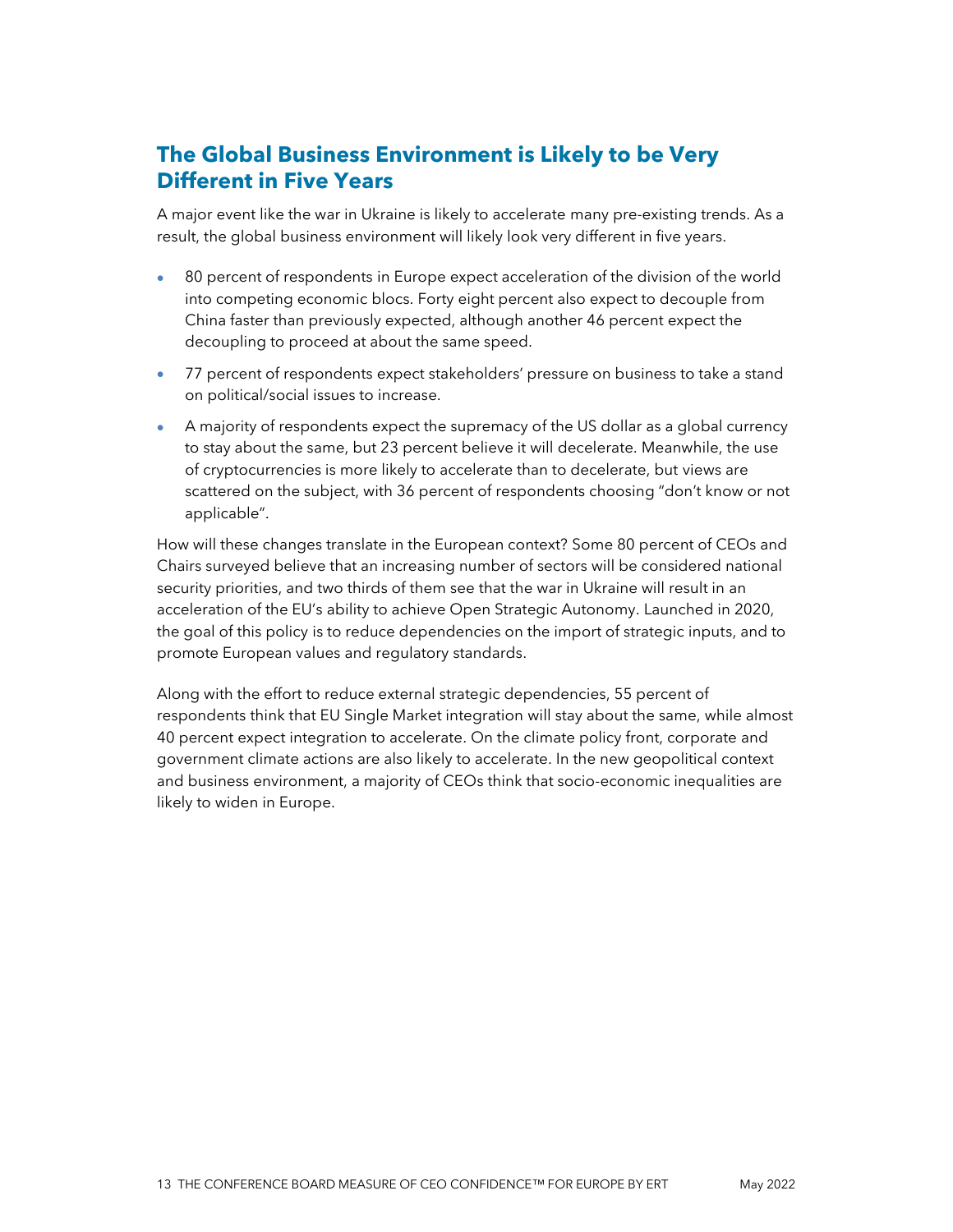## The Global Business Environment is Likely to be Very Different in Five Years

A major event like the war in Ukraine is likely to accelerate many pre-existing trends. As a result, the global business environment will likely look very different in five years.

- 80 percent of respondents in Europe expect acceleration of the division of the world into competing economic blocs. Forty eight percent also expect to decouple from China faster than previously expected, although another 46 percent expect the decoupling to proceed at about the same speed.
- 77 percent of respondents expect stakeholders' pressure on business to take a stand on political/social issues to increase.
- A majority of respondents expect the supremacy of the US dollar as a global currency to stay about the same, but 23 percent believe it will decelerate. Meanwhile, the use of cryptocurrencies is more likely to accelerate than to decelerate, but views are scattered on the subject, with 36 percent of respondents choosing "don't know or not applicable".

How will these changes translate in the European context? Some 80 percent of CEOs and Chairs surveyed believe that an increasing number of sectors will be considered national security priorities, and two thirds of them see that the war in Ukraine will result in an acceleration of the EU's ability to achieve Open Strategic Autonomy. Launched in 2020, the goal of this policy is to reduce dependencies on the import of strategic inputs, and to promote European values and regulatory standards.

Along with the effort to reduce external strategic dependencies, 55 percent of respondents think that EU Single Market integration will stay about the same, while almost 40 percent expect integration to accelerate. On the climate policy front, corporate and government climate actions are also likely to accelerate. In the new geopolitical context and business environment, a majority of CEOs think that socio-economic inequalities are likely to widen in Europe.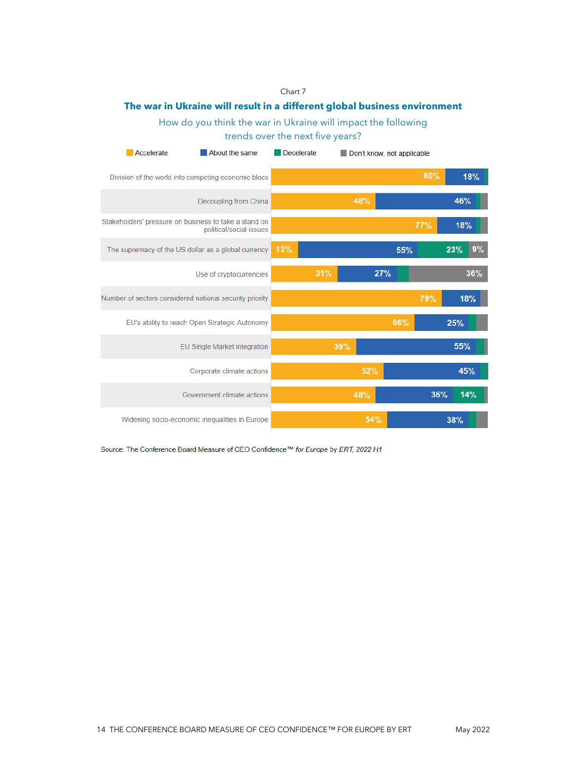Chart 7

## The war in Ukraine will result in a different global business environment

How do you think the war in Ukraine will impact the following trends over the next five years?

| | Accelerate | About the same | Decelerate | Don't know, not applicable |
|---|---|---|---|---|
| Division of the world into competing economic blocs | 80% | 18% | | |
| Decoupling from China | 48% | 46% | | |
| Stakeholders' pressure on business to take a stand on political/social issues | 77% | 18% | | |
| The supremacy of the US dollar as a global currency | 13% | 55% | 23% | 9% |
| Use of cryptocurrencies | 31% | 27% | | 36% |
| Number of sectors considered national security priority | 79% | 18% | | |
| EU's ability to reach Open Strategic Autonomy | 66% | 25% | | |
| EU Single Market integration | 39% | 55% | | |
| Corporate climate actions | 52% | 45% | | |
| Government climate actions | 48% | 36% | 14% | |
| Widening socio-economic inequalities in Europe | 54% | 38% | | |

Source: The Conference Board Measure of CEO Confidence™ *for Europe by ERT, 2022 H1*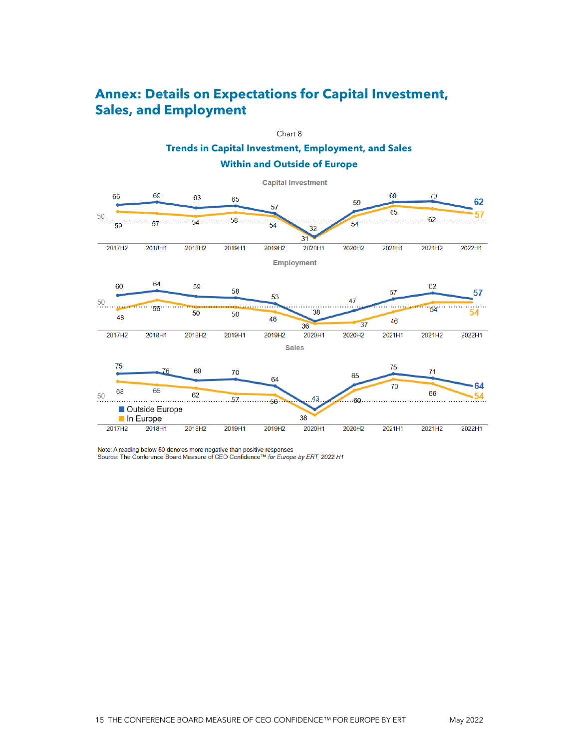# Annex: Details on Expectations for Capital Investment, Sales, and Employment

Chart 8

**Trends in Capital Investment, Employment, and Sales Within and Outside of Europe**

**Capital Investment**

| | 2017H2 | 2018H1 | 2018H2 | 2019H1 | 2019H2 | 2020H1 | 2020H2 | 2021H1 | 2021H2 | 2022H1 |
|---|---|---|---|---|---|---|---|---|---|---|
| Outside Europe | 66 | 69 | 63 | 65 | 57 | 32 | 59 | 69 | 70 | 62 |
| In Europe | 59 | 57 | 54 | 58 | 54 | 31 | 54 | 65 | 62 | 57 |

**Employment**

| | 2017H2 | 2018H1 | 2018H2 | 2019H1 | 2019H2 | 2020H1 | 2020H2 | 2021H1 | 2021H2 | 2022H1 |
|---|---|---|---|---|---|---|---|---|---|---|
| Outside Europe | 60 | 64 | 59 | 58 | 53 | 38 | 47 | 57 | 62 | 57 |
| In Europe | 48 | 56 | 50 | 50 | 46 | 36 | 37 | 46 | 54 | 54 |

**Sales**

| | 2017H2 | 2018H1 | 2018H2 | 2019H1 | 2019H2 | 2020H1 | 2020H2 | 2021H1 | 2021H2 | 2022H1 |
|---|---|---|---|---|---|---|---|---|---|---|
| Outside Europe | 75 | 76 | 69 | 70 | 64 | 43 | 65 | 75 | 71 | 64 |
| In Europe | 68 | 65 | 62 | 57 | 56 | 38 | 60 | 70 | 66 | 54 |

Note: A reading below 50 denotes more negative than positive responses
Source: The Conference Board Measure of CEO Confidence™ *for Europe by ERT, 2022 H1*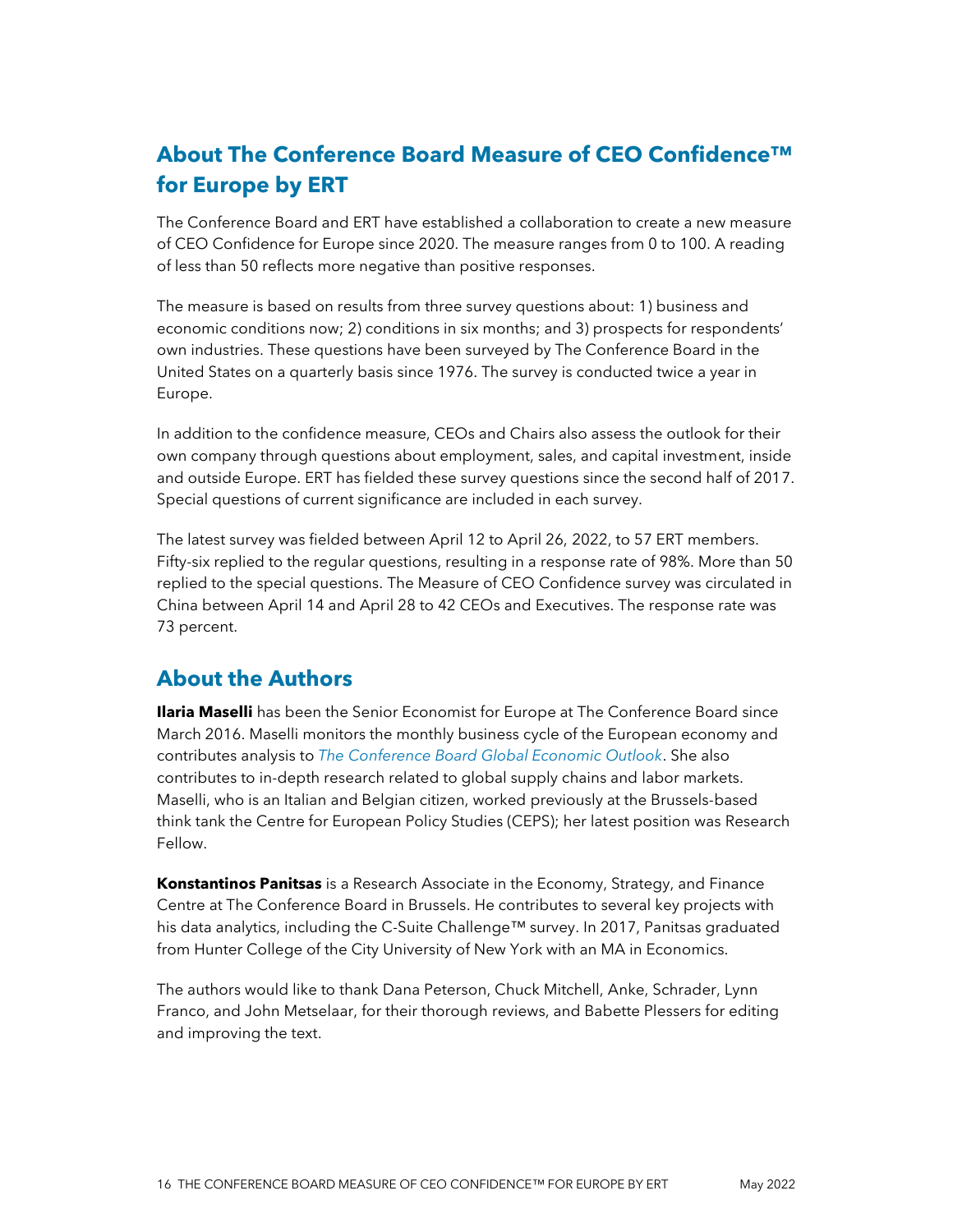## About The Conference Board Measure of CEO Confidence™ for Europe by ERT

The Conference Board and ERT have established a collaboration to create a new measure of CEO Confidence for Europe since 2020. The measure ranges from 0 to 100. A reading of less than 50 reflects more negative than positive responses.

The measure is based on results from three survey questions about: 1) business and economic conditions now; 2) conditions in six months; and 3) prospects for respondents' own industries. These questions have been surveyed by The Conference Board in the United States on a quarterly basis since 1976. The survey is conducted twice a year in Europe.

In addition to the confidence measure, CEOs and Chairs also assess the outlook for their own company through questions about employment, sales, and capital investment, inside and outside Europe. ERT has fielded these survey questions since the second half of 2017. Special questions of current significance are included in each survey.

The latest survey was fielded between April 12 to April 26, 2022, to 57 ERT members. Fifty-six replied to the regular questions, resulting in a response rate of 98%. More than 50 replied to the special questions. The Measure of CEO Confidence survey was circulated in China between April 14 and April 28 to 42 CEOs and Executives. The response rate was 73 percent.

## About the Authors

**Ilaria Maselli** has been the Senior Economist for Europe at The Conference Board since March 2016. Maselli monitors the monthly business cycle of the European economy and contributes analysis to *The Conference Board Global Economic Outlook*. She also contributes to in-depth research related to global supply chains and labor markets. Maselli, who is an Italian and Belgian citizen, worked previously at the Brussels-based think tank the Centre for European Policy Studies (CEPS); her latest position was Research Fellow.

**Konstantinos Panitsas** is a Research Associate in the Economy, Strategy, and Finance Centre at The Conference Board in Brussels. He contributes to several key projects with his data analytics, including the C-Suite Challenge™ survey. In 2017, Panitsas graduated from Hunter College of the City University of New York with an MA in Economics.

The authors would like to thank Dana Peterson, Chuck Mitchell, Anke, Schrader, Lynn Franco, and John Metselaar, for their thorough reviews, and Babette Plessers for editing and improving the text.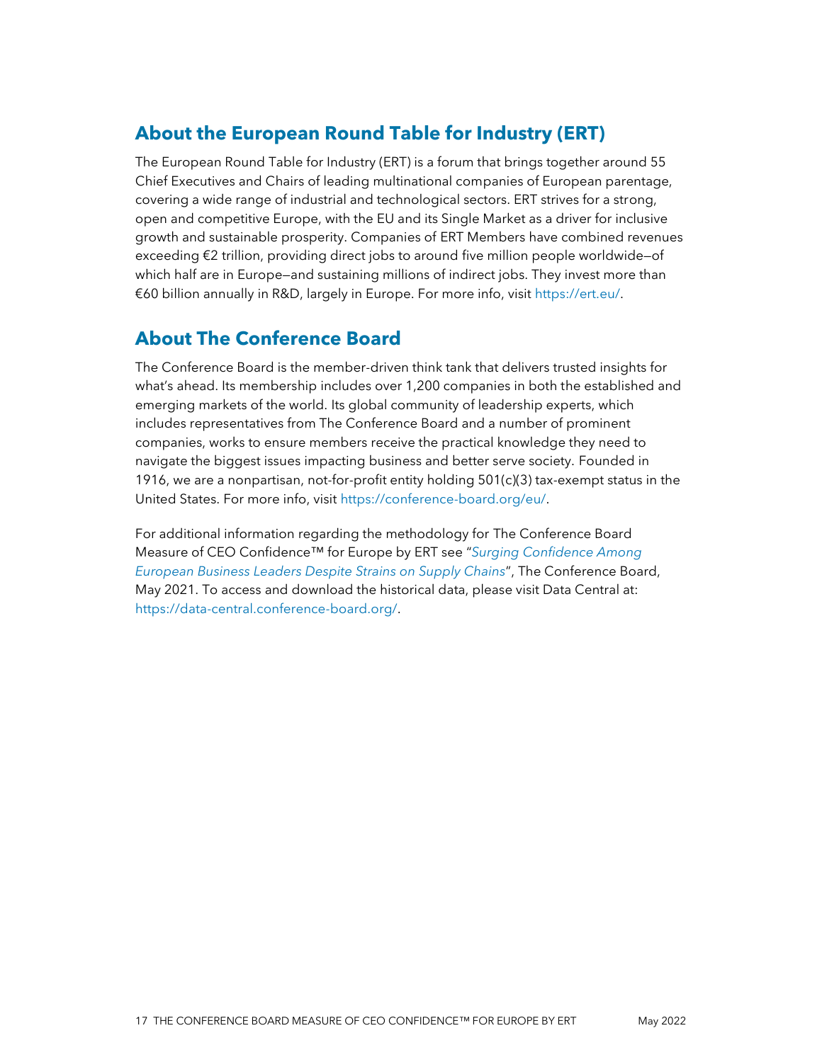## About the European Round Table for Industry (ERT)

The European Round Table for Industry (ERT) is a forum that brings together around 55 Chief Executives and Chairs of leading multinational companies of European parentage, covering a wide range of industrial and technological sectors. ERT strives for a strong, open and competitive Europe, with the EU and its Single Market as a driver for inclusive growth and sustainable prosperity. Companies of ERT Members have combined revenues exceeding €2 trillion, providing direct jobs to around five million people worldwide—of which half are in Europe—and sustaining millions of indirect jobs. They invest more than €60 billion annually in R&D, largely in Europe. For more info, visit https://ert.eu/.

## About The Conference Board

The Conference Board is the member-driven think tank that delivers trusted insights for what's ahead. Its membership includes over 1,200 companies in both the established and emerging markets of the world. Its global community of leadership experts, which includes representatives from The Conference Board and a number of prominent companies, works to ensure members receive the practical knowledge they need to navigate the biggest issues impacting business and better serve society. Founded in 1916, we are a nonpartisan, not-for-profit entity holding 501(c)(3) tax-exempt status in the United States. For more info, visit https://conference-board.org/eu/.

For additional information regarding the methodology for The Conference Board Measure of CEO Confidence™ for Europe by ERT see "*Surging Confidence Among European Business Leaders Despite Strains on Supply Chains*", The Conference Board, May 2021. To access and download the historical data, please visit Data Central at: https://data-central.conference-board.org/.